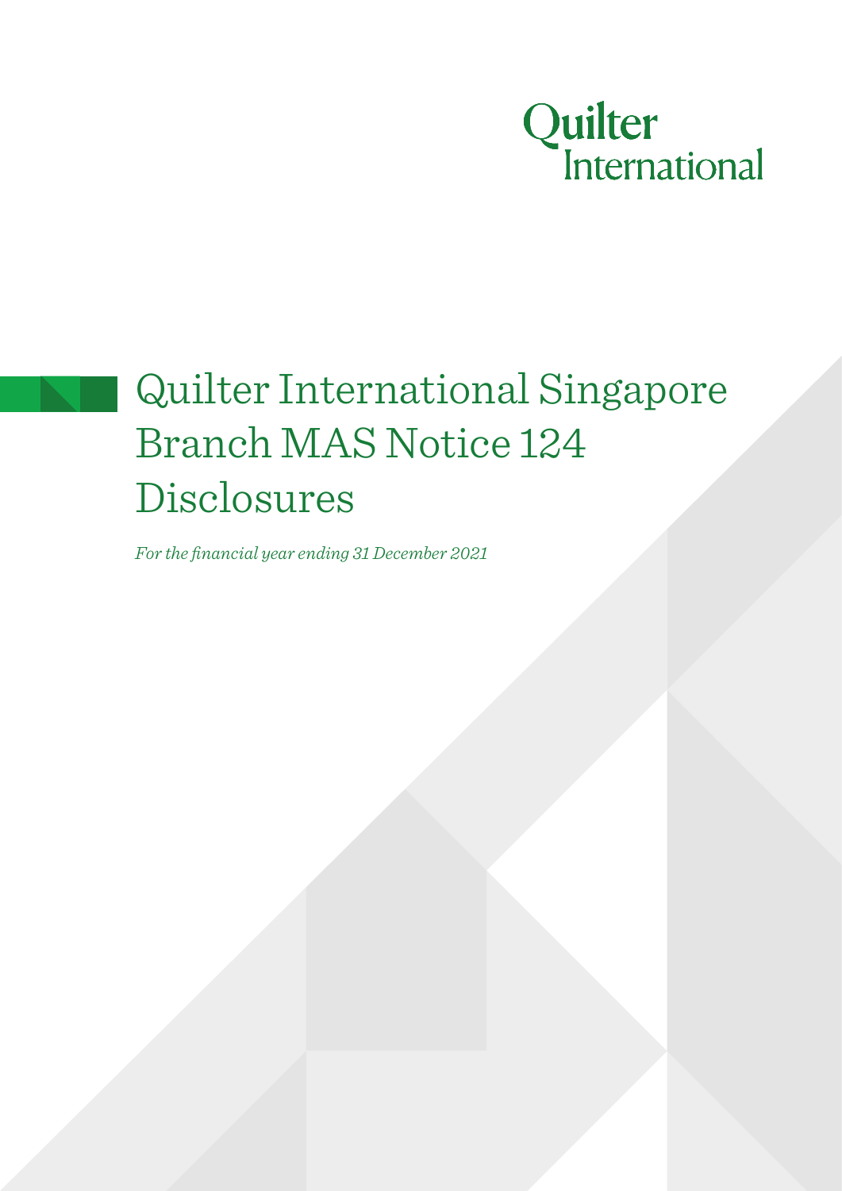Quilter International

# Quilter International Singapore Branch MAS Notice 124 Disclosures

*For the financial year ending 31 December 2021*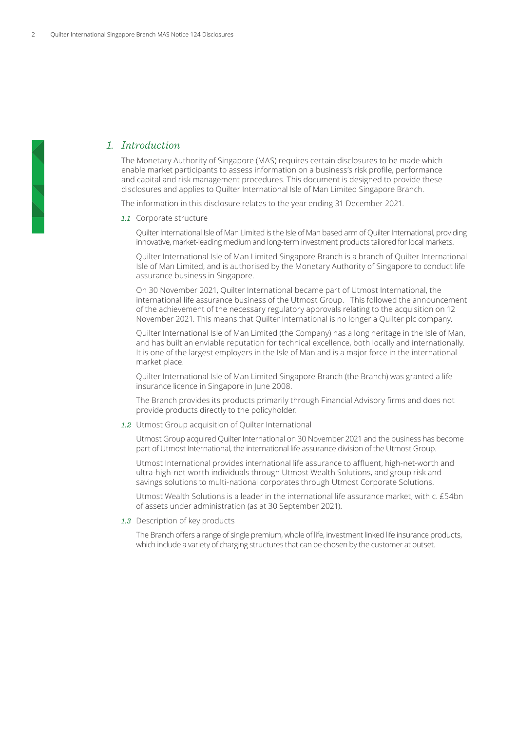# 1. Introduction

The Monetary Authority of Singapore (MAS) requires certain disclosures to be made which enable market participants to assess information on a business's risk profile, performance and capital and risk management procedures. This document is designed to provide these disclosures and applies to Quilter International Isle of Man Limited Singapore Branch.

The information in this disclosure relates to the year ending 31 December 2021.

## 1.1 Corporate structure

Quilter International Isle of Man Limited is the Isle of Man based arm of Quilter International, providing innovative, market-leading medium and long-term investment products tailored for local markets.

Quilter International Isle of Man Limited Singapore Branch is a branch of Quilter International Isle of Man Limited, and is authorised by the Monetary Authority of Singapore to conduct life assurance business in Singapore.

On 30 November 2021, Quilter International became part of Utmost International, the international life assurance business of the Utmost Group. This followed the announcement of the achievement of the necessary regulatory approvals relating to the acquisition on 12 November 2021. This means that Quilter International is no longer a Quilter plc company.

Quilter International Isle of Man Limited (the Company) has a long heritage in the Isle of Man, and has built an enviable reputation for technical excellence, both locally and internationally. It is one of the largest employers in the Isle of Man and is a major force in the international market place.

Quilter International Isle of Man Limited Singapore Branch (the Branch) was granted a life insurance licence in Singapore in June 2008.

The Branch provides its products primarily through Financial Advisory firms and does not provide products directly to the policyholder.

## 1.2 Utmost Group acquisition of Quilter International

Utmost Group acquired Quilter International on 30 November 2021 and the business has become part of Utmost International, the international life assurance division of the Utmost Group.

Utmost International provides international life assurance to affluent, high-net-worth and ultra-high-net-worth individuals through Utmost Wealth Solutions, and group risk and savings solutions to multi-national corporates through Utmost Corporate Solutions.

Utmost Wealth Solutions is a leader in the international life assurance market, with c. £54bn of assets under administration (as at 30 September 2021).

## 1.3 Description of key products

The Branch offers a range of single premium, whole of life, investment linked life insurance products, which include a variety of charging structures that can be chosen by the customer at outset.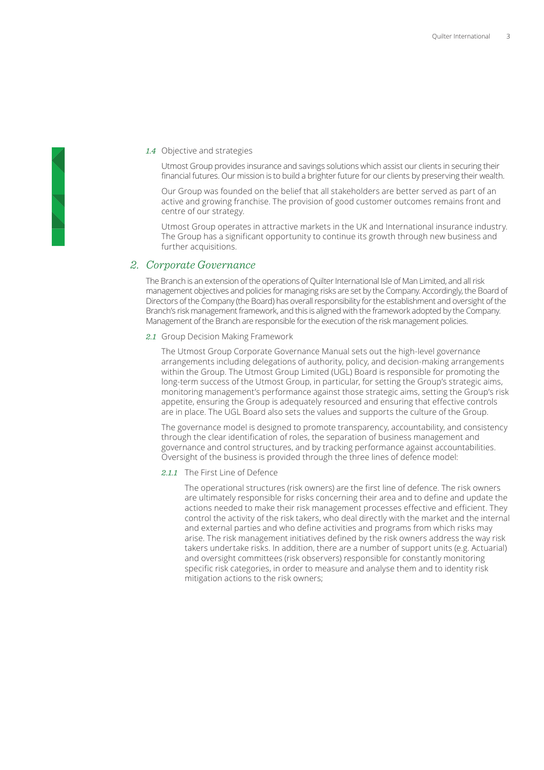### 1.4 Objective and strategies

Utmost Group provides insurance and savings solutions which assist our clients in securing their financial futures. Our mission is to build a brighter future for our clients by preserving their wealth.

Our Group was founded on the belief that all stakeholders are better served as part of an active and growing franchise. The provision of good customer outcomes remains front and centre of our strategy.

Utmost Group operates in attractive markets in the UK and International insurance industry. The Group has a significant opportunity to continue its growth through new business and further acquisitions.

## 2. *Corporate Governance*

The Branch is an extension of the operations of Quilter International Isle of Man Limited, and all risk management objectives and policies for managing risks are set by the Company. Accordingly, the Board of Directors of the Company (the Board) has overall responsibility for the establishment and oversight of the Branch's risk management framework, and this is aligned with the framework adopted by the Company. Management of the Branch are responsible for the execution of the risk management policies.

### 2.1 Group Decision Making Framework

The Utmost Group Corporate Governance Manual sets out the high-level governance arrangements including delegations of authority, policy, and decision-making arrangements within the Group. The Utmost Group Limited (UGL) Board is responsible for promoting the long-term success of the Utmost Group, in particular, for setting the Group's strategic aims, monitoring management's performance against those strategic aims, setting the Group's risk appetite, ensuring the Group is adequately resourced and ensuring that effective controls are in place. The UGL Board also sets the values and supports the culture of the Group.

The governance model is designed to promote transparency, accountability, and consistency through the clear identification of roles, the separation of business management and governance and control structures, and by tracking performance against accountabilities. Oversight of the business is provided through the three lines of defence model:

#### 2.1.1 The First Line of Defence

The operational structures (risk owners) are the first line of defence. The risk owners are ultimately responsible for risks concerning their area and to define and update the actions needed to make their risk management processes effective and efficient. They control the activity of the risk takers, who deal directly with the market and the internal and external parties and who define activities and programs from which risks may arise. The risk management initiatives defined by the risk owners address the way risk takers undertake risks. In addition, there are a number of support units (e.g. Actuarial) and oversight committees (risk observers) responsible for constantly monitoring specific risk categories, in order to measure and analyse them and to identity risk mitigation actions to the risk owners;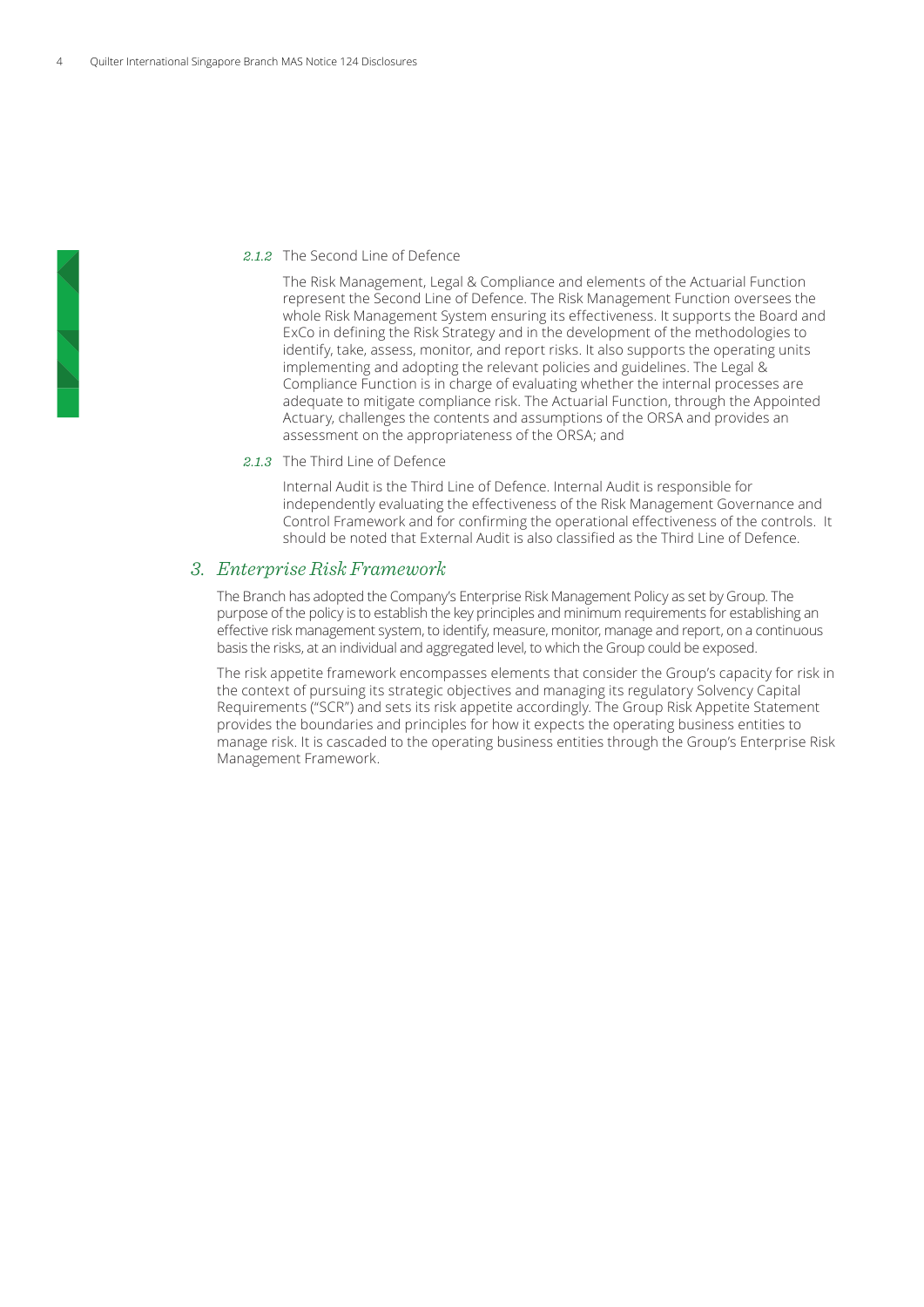*2.1.2* The Second Line of Defence

The Risk Management, Legal & Compliance and elements of the Actuarial Function represent the Second Line of Defence. The Risk Management Function oversees the whole Risk Management System ensuring its effectiveness. It supports the Board and ExCo in defining the Risk Strategy and in the development of the methodologies to identify, take, assess, monitor, and report risks. It also supports the operating units implementing and adopting the relevant policies and guidelines. The Legal & Compliance Function is in charge of evaluating whether the internal processes are adequate to mitigate compliance risk. The Actuarial Function, through the Appointed Actuary, challenges the contents and assumptions of the ORSA and provides an assessment on the appropriateness of the ORSA; and

*2.1.3* The Third Line of Defence

Internal Audit is the Third Line of Defence. Internal Audit is responsible for independently evaluating the effectiveness of the Risk Management Governance and Control Framework and for confirming the operational effectiveness of the controls. It should be noted that External Audit is also classified as the Third Line of Defence.

## *3. Enterprise Risk Framework*

The Branch has adopted the Company's Enterprise Risk Management Policy as set by Group. The purpose of the policy is to establish the key principles and minimum requirements for establishing an effective risk management system, to identify, measure, monitor, manage and report, on a continuous basis the risks, at an individual and aggregated level, to which the Group could be exposed.

The risk appetite framework encompasses elements that consider the Group's capacity for risk in the context of pursuing its strategic objectives and managing its regulatory Solvency Capital Requirements ("SCR") and sets its risk appetite accordingly. The Group Risk Appetite Statement provides the boundaries and principles for how it expects the operating business entities to manage risk. It is cascaded to the operating business entities through the Group's Enterprise Risk Management Framework.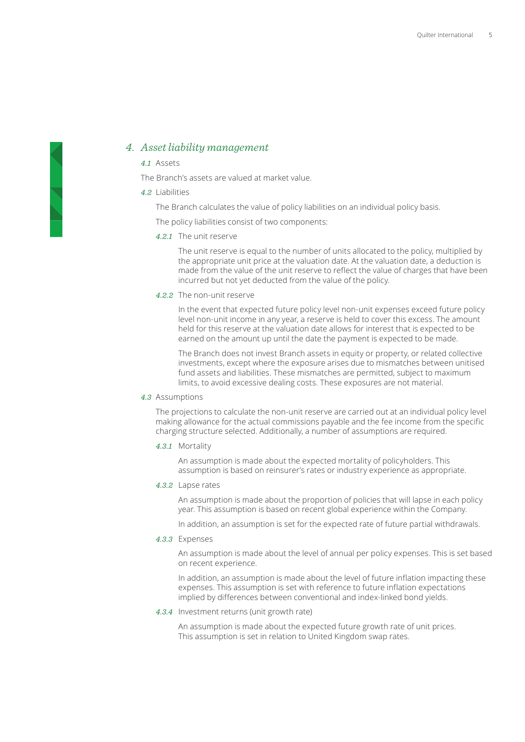## 4. *Asset liability management*

### *4.1* Assets

The Branch's assets are valued at market value.

### *4.2* Liabilities

The Branch calculates the value of policy liabilities on an individual policy basis.

The policy liabilities consist of two components:

#### *4.2.1* The unit reserve

The unit reserve is equal to the number of units allocated to the policy, multiplied by the appropriate unit price at the valuation date. At the valuation date, a deduction is made from the value of the unit reserve to reflect the value of charges that have been incurred but not yet deducted from the value of the policy.

#### *4.2.2* The non-unit reserve

In the event that expected future policy level non-unit expenses exceed future policy level non-unit income in any year, a reserve is held to cover this excess. The amount held for this reserve at the valuation date allows for interest that is expected to be earned on the amount up until the date the payment is expected to be made.

The Branch does not invest Branch assets in equity or property, or related collective investments, except where the exposure arises due to mismatches between unitised fund assets and liabilities. These mismatches are permitted, subject to maximum limits, to avoid excessive dealing costs. These exposures are not material.

### *4.3* Assumptions

The projections to calculate the non-unit reserve are carried out at an individual policy level making allowance for the actual commissions payable and the fee income from the specific charging structure selected. Additionally, a number of assumptions are required.

#### *4.3.1* Mortality

An assumption is made about the expected mortality of policyholders. This assumption is based on reinsurer's rates or industry experience as appropriate.

#### *4.3.2* Lapse rates

An assumption is made about the proportion of policies that will lapse in each policy year. This assumption is based on recent global experience within the Company.

In addition, an assumption is set for the expected rate of future partial withdrawals.

#### *4.3.3* Expenses

An assumption is made about the level of annual per policy expenses. This is set based on recent experience.

In addition, an assumption is made about the level of future inflation impacting these expenses. This assumption is set with reference to future inflation expectations implied by differences between conventional and index-linked bond yields.

#### *4.3.4* Investment returns (unit growth rate)

An assumption is made about the expected future growth rate of unit prices. This assumption is set in relation to United Kingdom swap rates.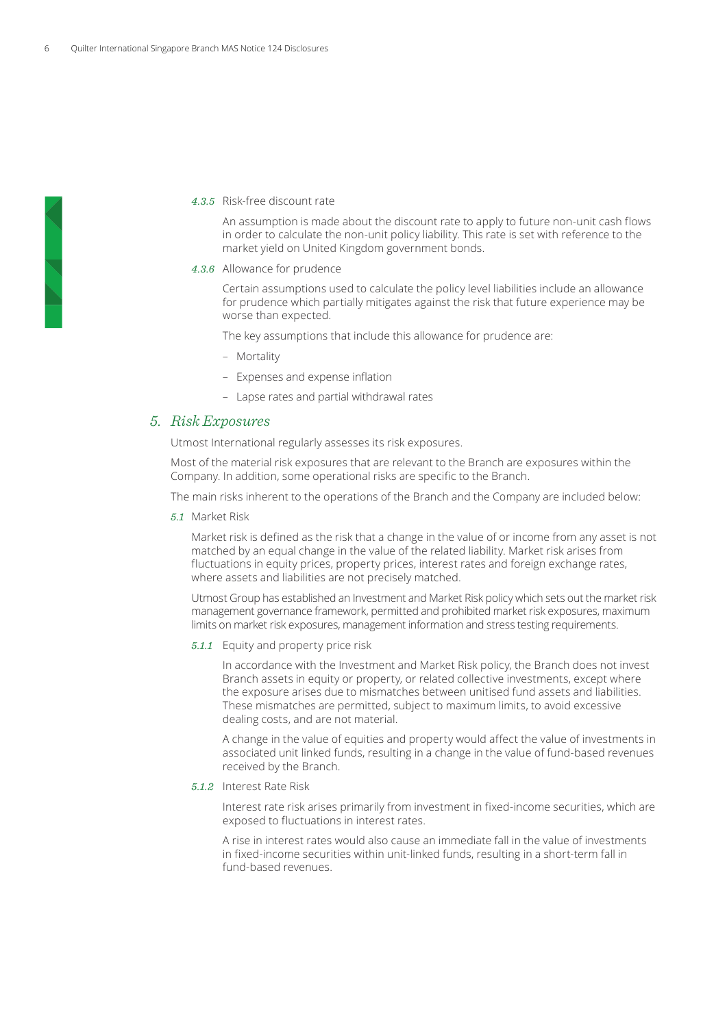#### 4.3.5 Risk-free discount rate

An assumption is made about the discount rate to apply to future non-unit cash flows in order to calculate the non-unit policy liability. This rate is set with reference to the market yield on United Kingdom government bonds.

#### 4.3.6 Allowance for prudence

Certain assumptions used to calculate the policy level liabilities include an allowance for prudence which partially mitigates against the risk that future experience may be worse than expected.

The key assumptions that include this allowance for prudence are:

- Mortality
- Expenses and expense inflation
- Lapse rates and partial withdrawal rates

## 5. Risk Exposures

Utmost International regularly assesses its risk exposures.

Most of the material risk exposures that are relevant to the Branch are exposures within the Company. In addition, some operational risks are specific to the Branch.

The main risks inherent to the operations of the Branch and the Company are included below:

### 5.1 Market Risk

Market risk is defined as the risk that a change in the value of or income from any asset is not matched by an equal change in the value of the related liability. Market risk arises from fluctuations in equity prices, property prices, interest rates and foreign exchange rates, where assets and liabilities are not precisely matched.

Utmost Group has established an Investment and Market Risk policy which sets out the market risk management governance framework, permitted and prohibited market risk exposures, maximum limits on market risk exposures, management information and stress testing requirements.

#### 5.1.1 Equity and property price risk

In accordance with the Investment and Market Risk policy, the Branch does not invest Branch assets in equity or property, or related collective investments, except where the exposure arises due to mismatches between unitised fund assets and liabilities. These mismatches are permitted, subject to maximum limits, to avoid excessive dealing costs, and are not material.

A change in the value of equities and property would affect the value of investments in associated unit linked funds, resulting in a change in the value of fund-based revenues received by the Branch.

#### 5.1.2 Interest Rate Risk

Interest rate risk arises primarily from investment in fixed-income securities, which are exposed to fluctuations in interest rates.

A rise in interest rates would also cause an immediate fall in the value of investments in fixed-income securities within unit-linked funds, resulting in a short-term fall in fund-based revenues.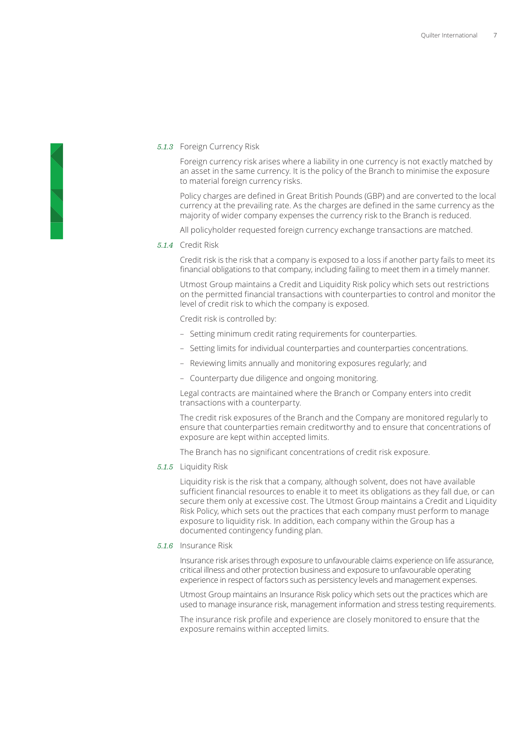#### *5.1.3* Foreign Currency Risk

Foreign currency risk arises where a liability in one currency is not exactly matched by an asset in the same currency. It is the policy of the Branch to minimise the exposure to material foreign currency risks.

Policy charges are defined in Great British Pounds (GBP) and are converted to the local currency at the prevailing rate. As the charges are defined in the same currency as the majority of wider company expenses the currency risk to the Branch is reduced.

All policyholder requested foreign currency exchange transactions are matched.

#### *5.1.4* Credit Risk

Credit risk is the risk that a company is exposed to a loss if another party fails to meet its financial obligations to that company, including failing to meet them in a timely manner.

Utmost Group maintains a Credit and Liquidity Risk policy which sets out restrictions on the permitted financial transactions with counterparties to control and monitor the level of credit risk to which the company is exposed.

Credit risk is controlled by:

- Setting minimum credit rating requirements for counterparties.
- Setting limits for individual counterparties and counterparties concentrations.
- Reviewing limits annually and monitoring exposures regularly; and
- Counterparty due diligence and ongoing monitoring.

Legal contracts are maintained where the Branch or Company enters into credit transactions with a counterparty.

The credit risk exposures of the Branch and the Company are monitored regularly to ensure that counterparties remain creditworthy and to ensure that concentrations of exposure are kept within accepted limits.

The Branch has no significant concentrations of credit risk exposure.

#### *5.1.5* Liquidity Risk

Liquidity risk is the risk that a company, although solvent, does not have available sufficient financial resources to enable it to meet its obligations as they fall due, or can secure them only at excessive cost. The Utmost Group maintains a Credit and Liquidity Risk Policy, which sets out the practices that each company must perform to manage exposure to liquidity risk. In addition, each company within the Group has a documented contingency funding plan.

#### *5.1.6* Insurance Risk

Insurance risk arises through exposure to unfavourable claims experience on life assurance, critical illness and other protection business and exposure to unfavourable operating experience in respect of factors such as persistency levels and management expenses.

Utmost Group maintains an Insurance Risk policy which sets out the practices which are used to manage insurance risk, management information and stress testing requirements.

The insurance risk profile and experience are closely monitored to ensure that the exposure remains within accepted limits.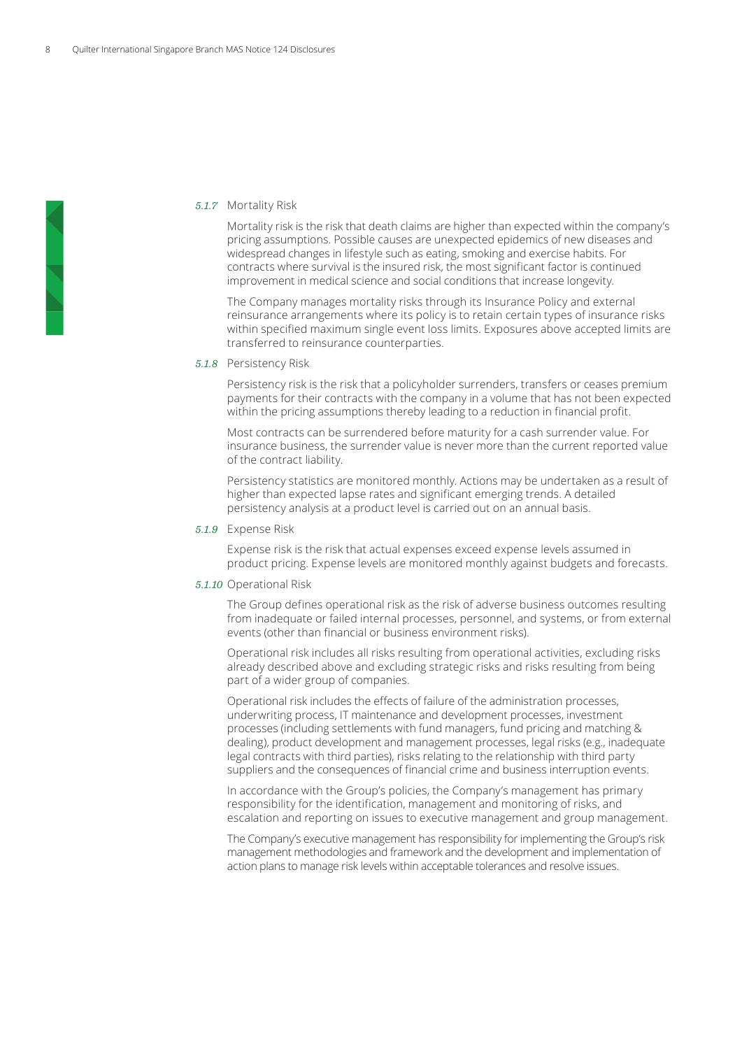### 5.1.7 Mortality Risk

Mortality risk is the risk that death claims are higher than expected within the company's pricing assumptions. Possible causes are unexpected epidemics of new diseases and widespread changes in lifestyle such as eating, smoking and exercise habits. For contracts where survival is the insured risk, the most significant factor is continued improvement in medical science and social conditions that increase longevity.

The Company manages mortality risks through its Insurance Policy and external reinsurance arrangements where its policy is to retain certain types of insurance risks within specified maximum single event loss limits. Exposures above accepted limits are transferred to reinsurance counterparties.

### 5.1.8 Persistency Risk

Persistency risk is the risk that a policyholder surrenders, transfers or ceases premium payments for their contracts with the company in a volume that has not been expected within the pricing assumptions thereby leading to a reduction in financial profit.

Most contracts can be surrendered before maturity for a cash surrender value. For insurance business, the surrender value is never more than the current reported value of the contract liability.

Persistency statistics are monitored monthly. Actions may be undertaken as a result of higher than expected lapse rates and significant emerging trends. A detailed persistency analysis at a product level is carried out on an annual basis.

### 5.1.9 Expense Risk

Expense risk is the risk that actual expenses exceed expense levels assumed in product pricing. Expense levels are monitored monthly against budgets and forecasts.

### 5.1.10 Operational Risk

The Group defines operational risk as the risk of adverse business outcomes resulting from inadequate or failed internal processes, personnel, and systems, or from external events (other than financial or business environment risks).

Operational risk includes all risks resulting from operational activities, excluding risks already described above and excluding strategic risks and risks resulting from being part of a wider group of companies.

Operational risk includes the effects of failure of the administration processes, underwriting process, IT maintenance and development processes, investment processes (including settlements with fund managers, fund pricing and matching & dealing), product development and management processes, legal risks (e.g., inadequate legal contracts with third parties), risks relating to the relationship with third party suppliers and the consequences of financial crime and business interruption events.

In accordance with the Group's policies, the Company's management has primary responsibility for the identification, management and monitoring of risks, and escalation and reporting on issues to executive management and group management.

The Company's executive management has responsibility for implementing the Group's risk management methodologies and framework and the development and implementation of action plans to manage risk levels within acceptable tolerances and resolve issues.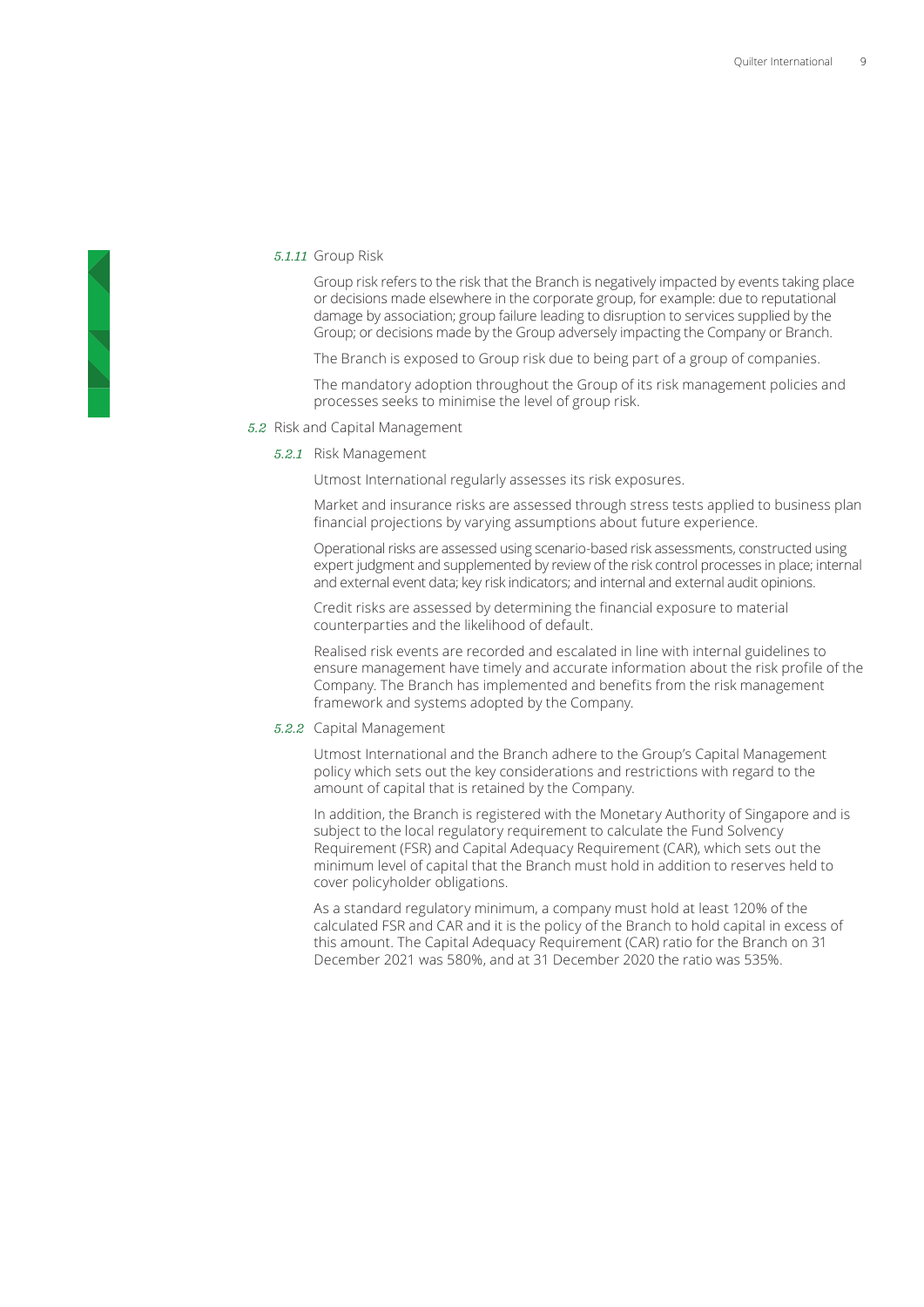#### 5.1.11 Group Risk

Group risk refers to the risk that the Branch is negatively impacted by events taking place or decisions made elsewhere in the corporate group, for example: due to reputational damage by association; group failure leading to disruption to services supplied by the Group; or decisions made by the Group adversely impacting the Company or Branch.

The Branch is exposed to Group risk due to being part of a group of companies.

The mandatory adoption throughout the Group of its risk management policies and processes seeks to minimise the level of group risk.

### 5.2 Risk and Capital Management

#### 5.2.1 Risk Management

Utmost International regularly assesses its risk exposures.

Market and insurance risks are assessed through stress tests applied to business plan financial projections by varying assumptions about future experience.

Operational risks are assessed using scenario-based risk assessments, constructed using expert judgment and supplemented by review of the risk control processes in place; internal and external event data; key risk indicators; and internal and external audit opinions.

Credit risks are assessed by determining the financial exposure to material counterparties and the likelihood of default.

Realised risk events are recorded and escalated in line with internal guidelines to ensure management have timely and accurate information about the risk profile of the Company. The Branch has implemented and benefits from the risk management framework and systems adopted by the Company.

#### 5.2.2 Capital Management

Utmost International and the Branch adhere to the Group's Capital Management policy which sets out the key considerations and restrictions with regard to the amount of capital that is retained by the Company.

In addition, the Branch is registered with the Monetary Authority of Singapore and is subject to the local regulatory requirement to calculate the Fund Solvency Requirement (FSR) and Capital Adequacy Requirement (CAR), which sets out the minimum level of capital that the Branch must hold in addition to reserves held to cover policyholder obligations.

As a standard regulatory minimum, a company must hold at least 120% of the calculated FSR and CAR and it is the policy of the Branch to hold capital in excess of this amount. The Capital Adequacy Requirement (CAR) ratio for the Branch on 31 December 2021 was 580%, and at 31 December 2020 the ratio was 535%.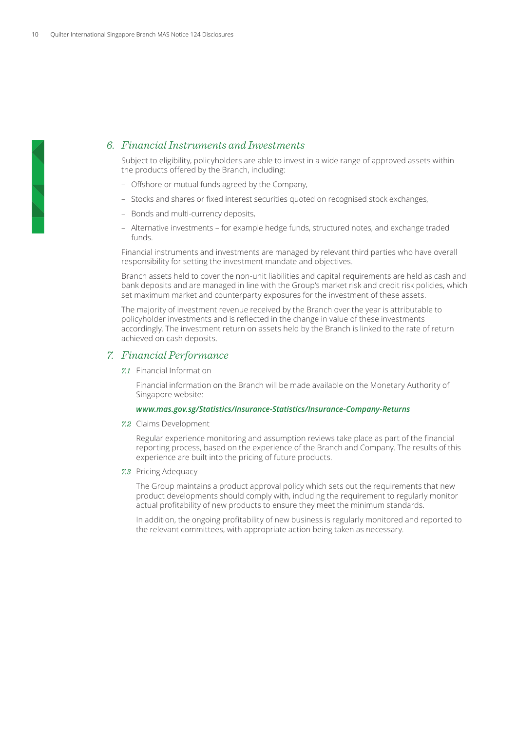## 6. *Financial Instruments and Investments*

Subject to eligibility, policyholders are able to invest in a wide range of approved assets within the products offered by the Branch, including:

- Offshore or mutual funds agreed by the Company,
- Stocks and shares or fixed interest securities quoted on recognised stock exchanges,
- Bonds and multi-currency deposits,
- Alternative investments – for example hedge funds, structured notes, and exchange traded funds.

Financial instruments and investments are managed by relevant third parties who have overall responsibility for setting the investment mandate and objectives.

Branch assets held to cover the non-unit liabilities and capital requirements are held as cash and bank deposits and are managed in line with the Group's market risk and credit risk policies, which set maximum market and counterparty exposures for the investment of these assets.

The majority of investment revenue received by the Branch over the year is attributable to policyholder investments and is reflected in the change in value of these investments accordingly. The investment return on assets held by the Branch is linked to the rate of return achieved on cash deposits.

## 7. *Financial Performance*

### *7.1* Financial Information

Financial information on the Branch will be made available on the Monetary Authority of Singapore website:

***www.mas.gov.sg/Statistics/Insurance-Statistics/Insurance-Company-Returns***

### *7.2* Claims Development

Regular experience monitoring and assumption reviews take place as part of the financial reporting process, based on the experience of the Branch and Company. The results of this experience are built into the pricing of future products.

### *7.3* Pricing Adequacy

The Group maintains a product approval policy which sets out the requirements that new product developments should comply with, including the requirement to regularly monitor actual profitability of new products to ensure they meet the minimum standards.

In addition, the ongoing profitability of new business is regularly monitored and reported to the relevant committees, with appropriate action being taken as necessary.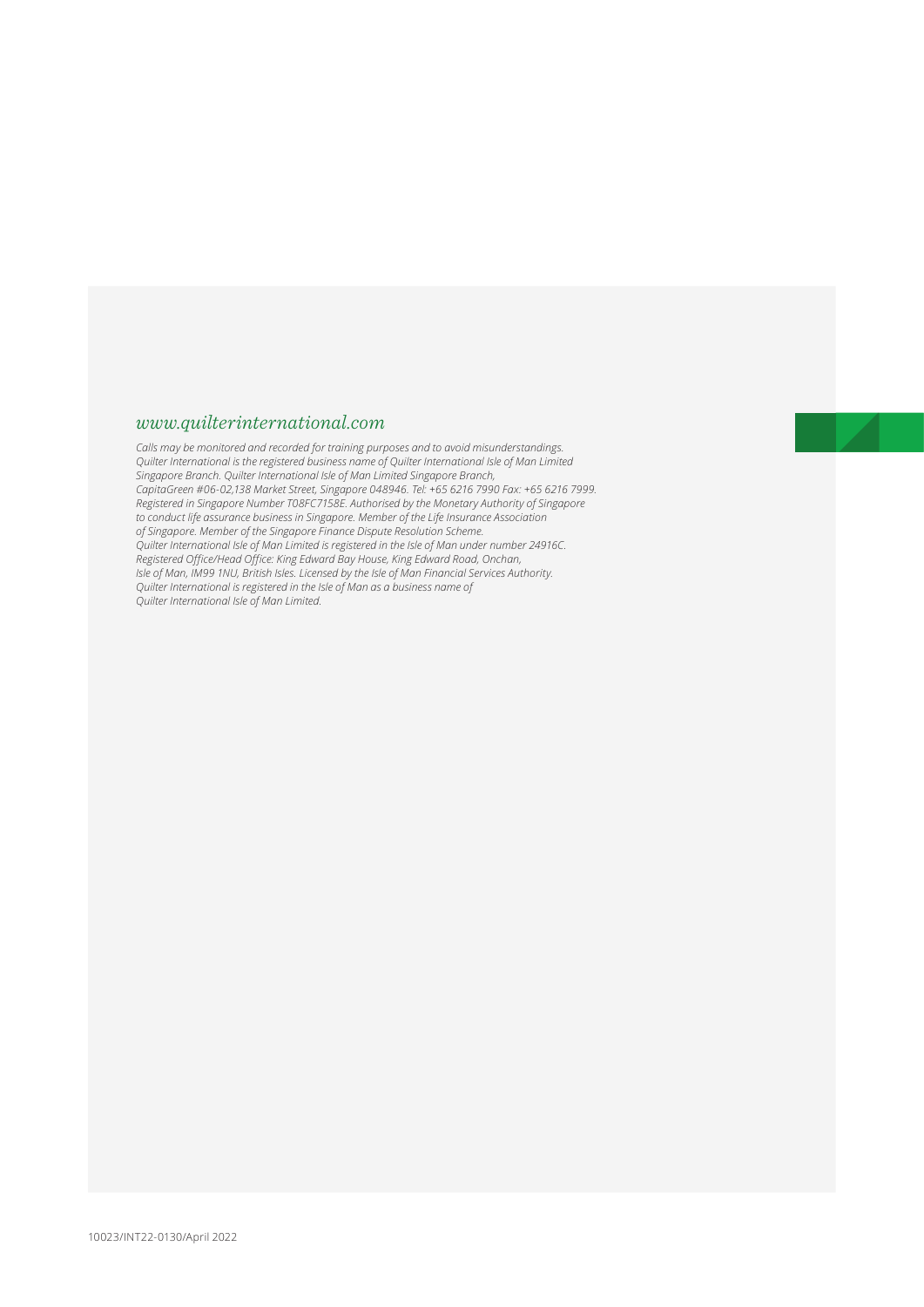*www.quilterinternational.com*

*Calls may be monitored and recorded for training purposes and to avoid misunderstandings. Quilter International is the registered business name of Quilter International Isle of Man Limited Singapore Branch. Quilter International Isle of Man Limited Singapore Branch, CapitaGreen #06-02,138 Market Street, Singapore 048946. Tel: +65 6216 7990 Fax: +65 6216 7999. Registered in Singapore Number T08FC7158E. Authorised by the Monetary Authority of Singapore to conduct life assurance business in Singapore. Member of the Life Insurance Association of Singapore. Member of the Singapore Finance Dispute Resolution Scheme. Quilter International Isle of Man Limited is registered in the Isle of Man under number 24916C. Registered Office/Head Office: King Edward Bay House, King Edward Road, Onchan, Isle of Man, IM99 1NU, British Isles. Licensed by the Isle of Man Financial Services Authority. Quilter International is registered in the Isle of Man as a business name of Quilter International Isle of Man Limited.*

10023/INT22-0130/April 2022